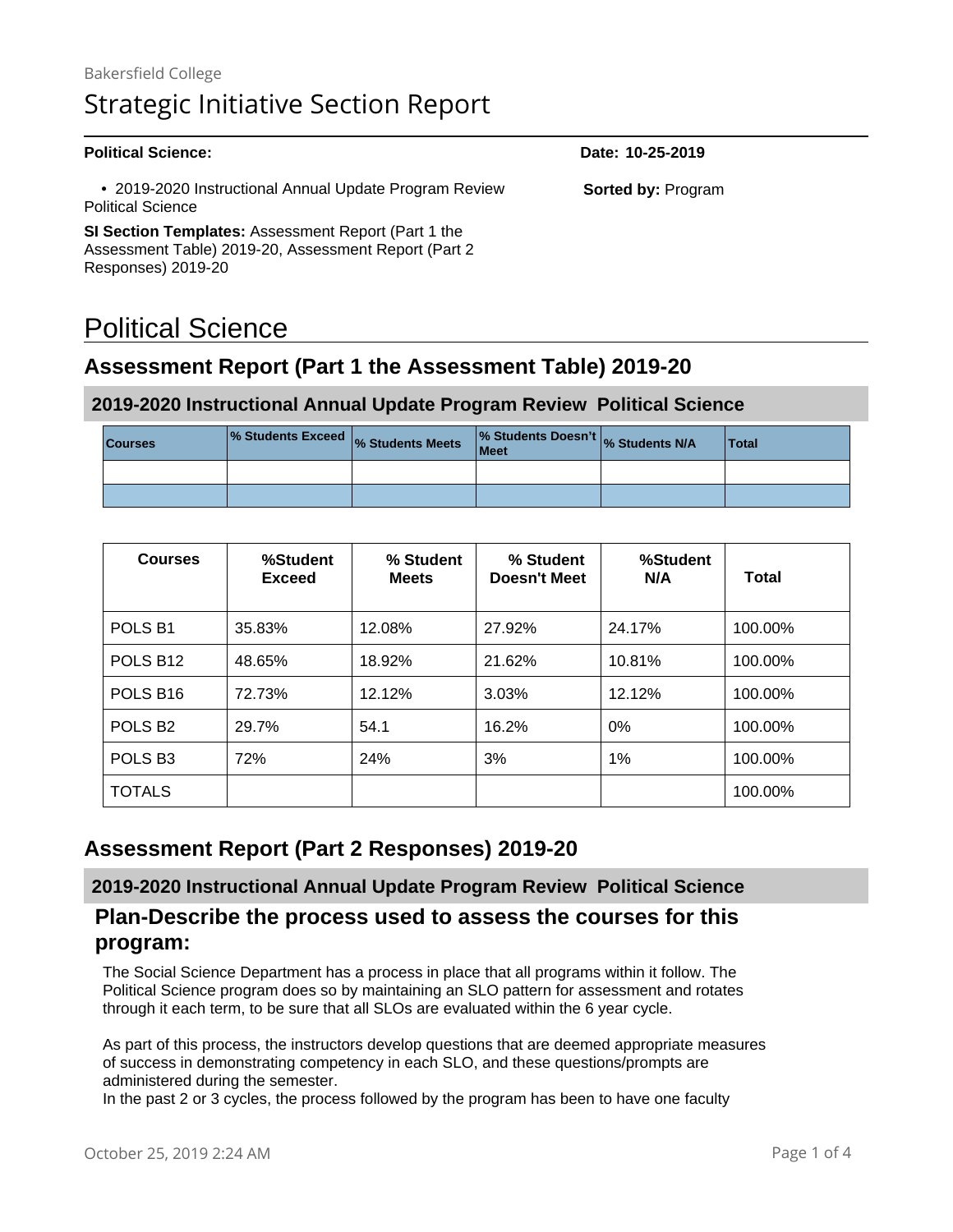Bakersfield College

# Strategic Initiative Section Report

**Political Science:** **Date: 10-25-2019**

- 2019-2020 Instructional Annual Update Program Review Political Science

**Sorted by:** Program

**SI Section Templates:** Assessment Report (Part 1 the Assessment Table) 2019-20, Assessment Report (Part 2 Responses) 2019-20

# Political Science

## Assessment Report (Part 1 the Assessment Table) 2019-20

### 2019-2020 Instructional Annual Update Program Review Political Science

| Courses | % Students Exceed | % Students Meets | % Students Doesn't Meet | % Students N/A | Total |
|---|---|---|---|---|---|
| | | | | | |
| | | | | | |

| Courses | %Student Exceed | % Student Meets | % Student Doesn't Meet | %Student N/A | Total |
|---|---|---|---|---|---|
| POLS B1 | 35.83% | 12.08% | 27.92% | 24.17% | 100.00% |
| POLS B12 | 48.65% | 18.92% | 21.62% | 10.81% | 100.00% |
| POLS B16 | 72.73% | 12.12% | 3.03% | 12.12% | 100.00% |
| POLS B2 | 29.7% | 54.1 | 16.2% | 0% | 100.00% |
| POLS B3 | 72% | 24% | 3% | 1% | 100.00% |
| TOTALS | | | | | 100.00% |

## Assessment Report (Part 2 Responses) 2019-20

### 2019-2020 Instructional Annual Update Program Review Political Science

### Plan-Describe the process used to assess the courses for this program:

The Social Science Department has a process in place that all programs within it follow. The Political Science program does so by maintaining an SLO pattern for assessment and rotates through it each term, to be sure that all SLOs are evaluated within the 6 year cycle.

As part of this process, the instructors develop questions that are deemed appropriate measures of success in demonstrating competency in each SLO, and these questions/prompts are administered during the semester.
In the past 2 or 3 cycles, the process followed by the program has been to have one faculty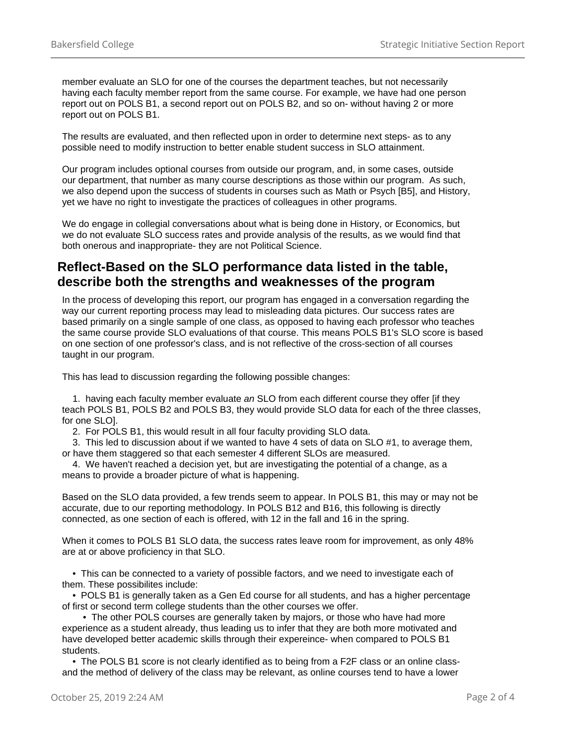member evaluate an SLO for one of the courses the department teaches, but not necessarily having each faculty member report from the same course. For example, we have had one person report out on POLS B1, a second report out on POLS B2, and so on- without having 2 or more report out on POLS B1.

The results are evaluated, and then reflected upon in order to determine next steps- as to any possible need to modify instruction to better enable student success in SLO attainment.

Our program includes optional courses from outside our program, and, in some cases, outside our department, that number as many course descriptions as those within our program. As such, we also depend upon the success of students in courses such as Math or Psych [B5], and History, yet we have no right to investigate the practices of colleagues in other programs.

We do engage in collegial conversations about what is being done in History, or Economics, but we do not evaluate SLO success rates and provide analysis of the results, as we would find that both onerous and inappropriate- they are not Political Science.

## Reflect-Based on the SLO performance data listed in the table, describe both the strengths and weaknesses of the program

In the process of developing this report, our program has engaged in a conversation regarding the way our current reporting process may lead to misleading data pictures. Our success rates are based primarily on a single sample of one class, as opposed to having each professor who teaches the same course provide SLO evaluations of that course. This means POLS B1's SLO score is based on one section of one professor's class, and is not reflective of the cross-section of all courses taught in our program.

This has lead to discussion regarding the following possible changes:

1. having each faculty member evaluate *an* SLO from each different course they offer [if they teach POLS B1, POLS B2 and POLS B3, they would provide SLO data for each of the three classes, for one SLO].
2. For POLS B1, this would result in all four faculty providing SLO data.
3. This led to discussion about if we wanted to have 4 sets of data on SLO #1, to average them, or have them staggered so that each semester 4 different SLOs are measured.
4. We haven't reached a decision yet, but are investigating the potential of a change, as a means to provide a broader picture of what is happening.

Based on the SLO data provided, a few trends seem to appear. In POLS B1, this may or may not be accurate, due to our reporting methodology. In POLS B12 and B16, this following is directly connected, as one section of each is offered, with 12 in the fall and 16 in the spring.

When it comes to POLS B1 SLO data, the success rates leave room for improvement, as only 48% are at or above proficiency in that SLO.

- This can be connected to a variety of possible factors, and we need to investigate each of them. These possibilites include:
- POLS B1 is generally taken as a Gen Ed course for all students, and has a higher percentage of first or second term college students than the other courses we offer.
  - The other POLS courses are generally taken by majors, or those who have had more experience as a student already, thus leading us to infer that they are both more motivated and have developed better academic skills through their expereince- when compared to POLS B1 students.
- The POLS B1 score is not clearly identified as to being from a F2F class or an online class- and the method of delivery of the class may be relevant, as online courses tend to have a lower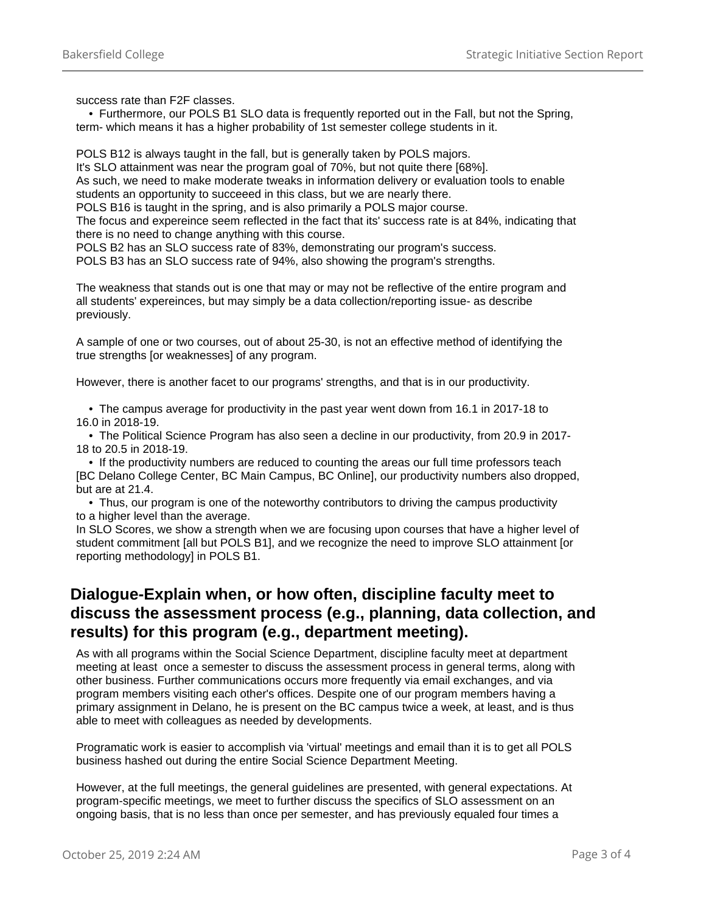success rate than F2F classes.

- Furthermore, our POLS B1 SLO data is frequently reported out in the Fall, but not the Spring, term- which means it has a higher probability of 1st semester college students in it.

POLS B12 is always taught in the fall, but is generally taken by POLS majors.
It's SLO attainment was near the program goal of 70%, but not quite there [68%].
As such, we need to make moderate tweaks in information delivery or evaluation tools to enable students an opportunity to succeeed in this class, but we are nearly there.
POLS B16 is taught in the spring, and is also primarily a POLS major course.
The focus and expereince seem reflected in the fact that its' success rate is at 84%, indicating that there is no need to change anything with this course.
POLS B2 has an SLO success rate of 83%, demonstrating our program's success.
POLS B3 has an SLO success rate of 94%, also showing the program's strengths.

The weakness that stands out is one that may or may not be reflective of the entire program and all students' expereinces, but may simply be a data collection/reporting issue- as describe previously.

A sample of one or two courses, out of about 25-30, is not an effective method of identifying the true strengths [or weaknesses] of any program.

However, there is another facet to our programs' strengths, and that is in our productivity.

- The campus average for productivity in the past year went down from 16.1 in 2017-18 to 16.0 in 2018-19.
- The Political Science Program has also seen a decline in our productivity, from 20.9 in 2017-18 to 20.5 in 2018-19.
- If the productivity numbers are reduced to counting the areas our full time professors teach [BC Delano College Center, BC Main Campus, BC Online], our productivity numbers also dropped, but are at 21.4.
- Thus, our program is one of the noteworthy contributors to driving the campus productivity to a higher level than the average.

In SLO Scores, we show a strength when we are focusing upon courses that have a higher level of student commitment [all but POLS B1], and we recognize the need to improve SLO attainment [or reporting methodology] in POLS B1.

## Dialogue-Explain when, or how often, discipline faculty meet to discuss the assessment process (e.g., planning, data collection, and results) for this program (e.g., department meeting).

As with all programs within the Social Science Department, discipline faculty meet at department meeting at least once a semester to discuss the assessment process in general terms, along with other business. Further communications occurs more frequently via email exchanges, and via program members visiting each other's offices. Despite one of our program members having a primary assignment in Delano, he is present on the BC campus twice a week, at least, and is thus able to meet with colleagues as needed by developments.

Programatic work is easier to accomplish via 'virtual' meetings and email than it is to get all POLS business hashed out during the entire Social Science Department Meeting.

However, at the full meetings, the general guidelines are presented, with general expectations. At program-specific meetings, we meet to further discuss the specifics of SLO assessment on an ongoing basis, that is no less than once per semester, and has previously equaled four times a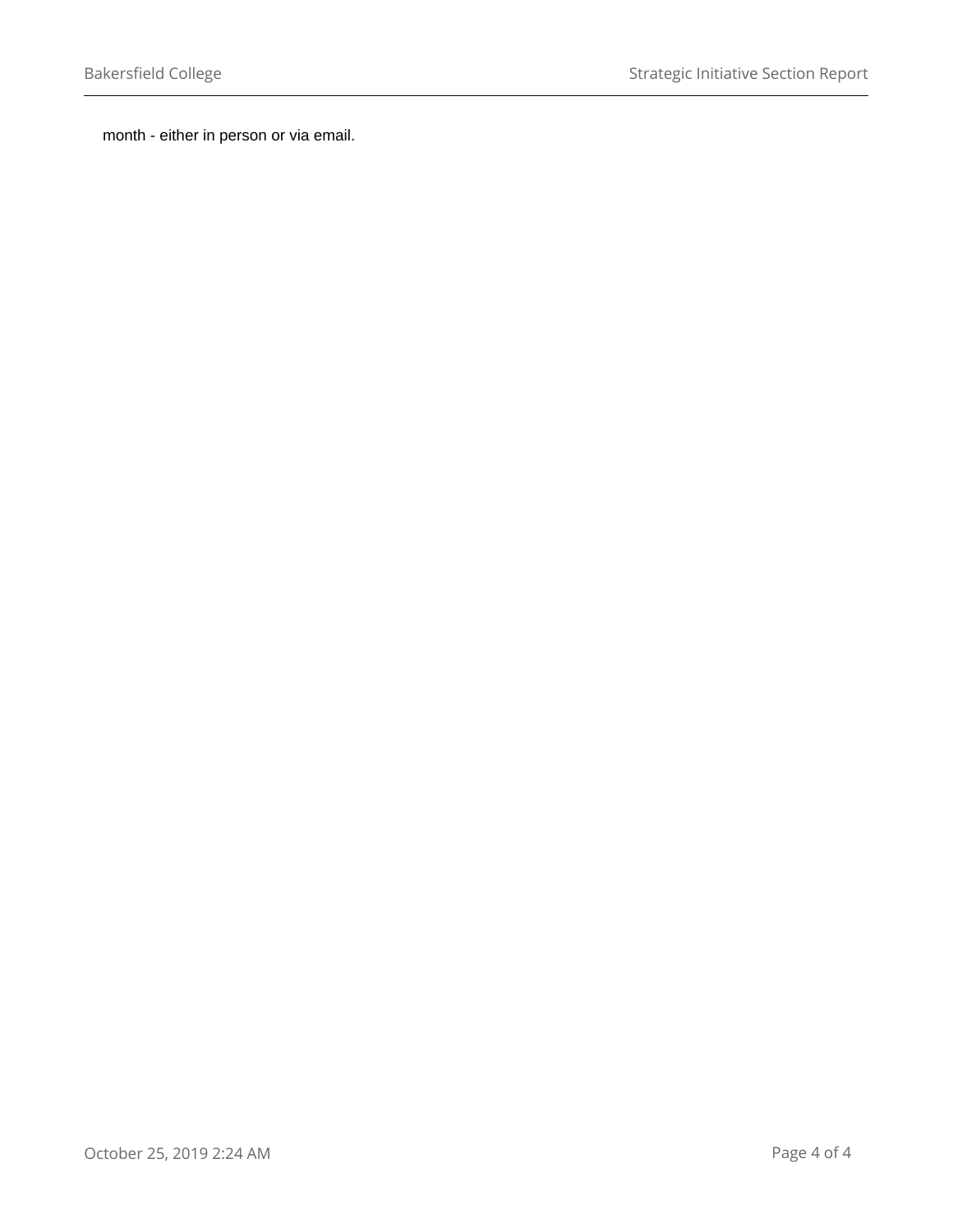month - either in person or via email.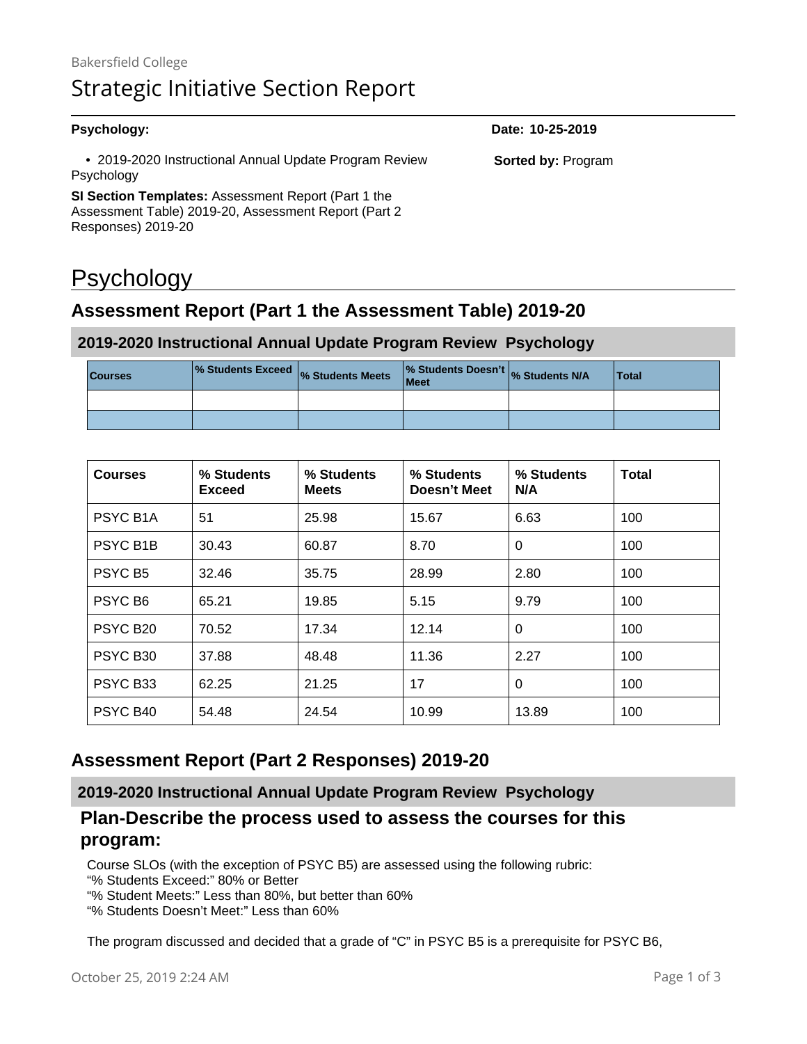Bakersfield College

# Strategic Initiative Section Report

**Psychology:**

**Date: 10-25-2019**

- 2019-2020 Instructional Annual Update Program Review Psychology

**Sorted by:** Program

**SI Section Templates:** Assessment Report (Part 1 the Assessment Table) 2019-20, Assessment Report (Part 2 Responses) 2019-20

# Psychology

## Assessment Report (Part 1 the Assessment Table) 2019-20

### 2019-2020 Instructional Annual Update Program Review Psychology

| Courses | % Students Exceed | % Students Meets | % Students Doesn't Meet | % Students N/A | Total |
|---|---|---|---|---|---|
| | | | | | |
| | | | | | |

| Courses | % Students Exceed | % Students Meets | % Students Doesn't Meet | % Students N/A | Total |
|---|---|---|---|---|---|
| PSYC B1A | 51 | 25.98 | 15.67 | 6.63 | 100 |
| PSYC B1B | 30.43 | 60.87 | 8.70 | 0 | 100 |
| PSYC B5 | 32.46 | 35.75 | 28.99 | 2.80 | 100 |
| PSYC B6 | 65.21 | 19.85 | 5.15 | 9.79 | 100 |
| PSYC B20 | 70.52 | 17.34 | 12.14 | 0 | 100 |
| PSYC B30 | 37.88 | 48.48 | 11.36 | 2.27 | 100 |
| PSYC B33 | 62.25 | 21.25 | 17 | 0 | 100 |
| PSYC B40 | 54.48 | 24.54 | 10.99 | 13.89 | 100 |

## Assessment Report (Part 2 Responses) 2019-20

### 2019-2020 Instructional Annual Update Program Review Psychology

### Plan-Describe the process used to assess the courses for this program:

Course SLOs (with the exception of PSYC B5) are assessed using the following rubric:
"% Students Exceed:" 80% or Better
"% Student Meets:" Less than 80%, but better than 60%
"% Students Doesn't Meet:" Less than 60%

The program discussed and decided that a grade of "C" in PSYC B5 is a prerequisite for PSYC B6,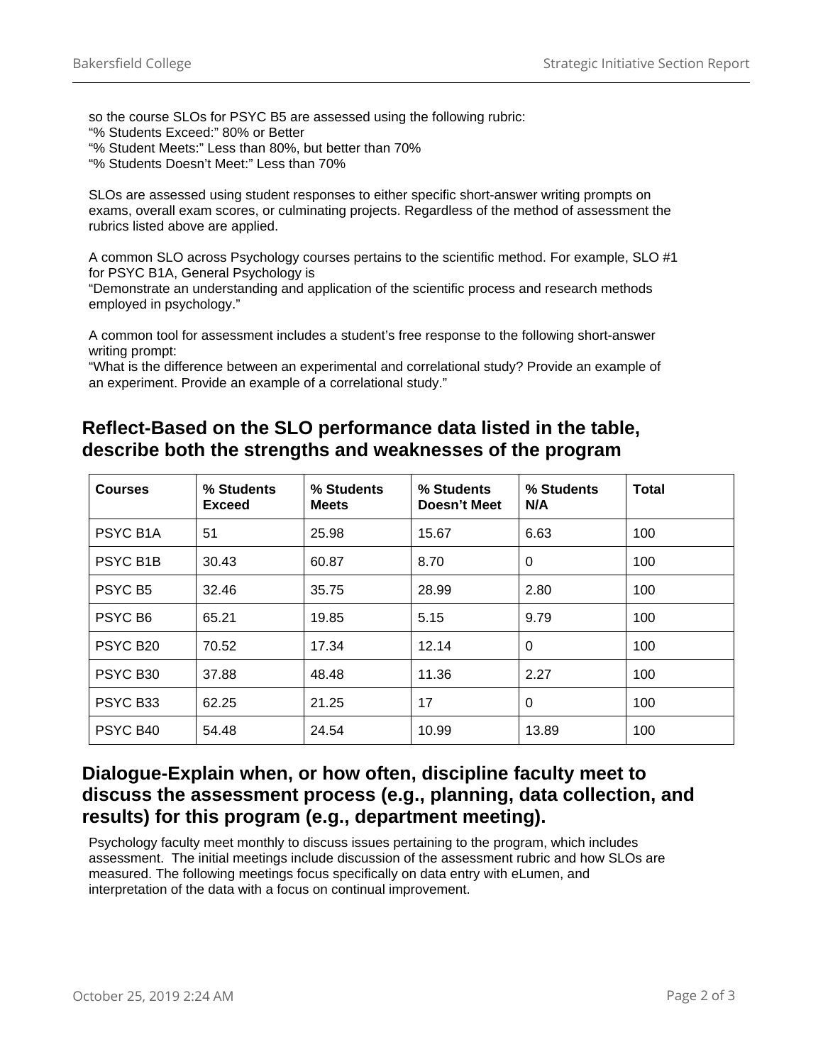so the course SLOs for PSYC B5 are assessed using the following rubric:
“% Students Exceed:” 80% or Better
“% Student Meets:” Less than 80%, but better than 70%
“% Students Doesn’t Meet:” Less than 70%

SLOs are assessed using student responses to either specific short-answer writing prompts on exams, overall exam scores, or culminating projects. Regardless of the method of assessment the rubrics listed above are applied.

A common SLO across Psychology courses pertains to the scientific method. For example, SLO #1 for PSYC B1A, General Psychology is
“Demonstrate an understanding and application of the scientific process and research methods employed in psychology.”

A common tool for assessment includes a student’s free response to the following short-answer writing prompt:
“What is the difference between an experimental and correlational study? Provide an example of an experiment. Provide an example of a correlational study.”

## Reflect-Based on the SLO performance data listed in the table, describe both the strengths and weaknesses of the program

| Courses | % Students Exceed | % Students Meets | % Students Doesn’t Meet | % Students N/A | Total |
|---|---|---|---|---|---|
| PSYC B1A | 51 | 25.98 | 15.67 | 6.63 | 100 |
| PSYC B1B | 30.43 | 60.87 | 8.70 | 0 | 100 |
| PSYC B5 | 32.46 | 35.75 | 28.99 | 2.80 | 100 |
| PSYC B6 | 65.21 | 19.85 | 5.15 | 9.79 | 100 |
| PSYC B20 | 70.52 | 17.34 | 12.14 | 0 | 100 |
| PSYC B30 | 37.88 | 48.48 | 11.36 | 2.27 | 100 |
| PSYC B33 | 62.25 | 21.25 | 17 | 0 | 100 |
| PSYC B40 | 54.48 | 24.54 | 10.99 | 13.89 | 100 |

## Dialogue-Explain when, or how often, discipline faculty meet to discuss the assessment process (e.g., planning, data collection, and results) for this program (e.g., department meeting).

Psychology faculty meet monthly to discuss issues pertaining to the program, which includes assessment. The initial meetings include discussion of the assessment rubric and how SLOs are measured. The following meetings focus specifically on data entry with eLumen, and interpretation of the data with a focus on continual improvement.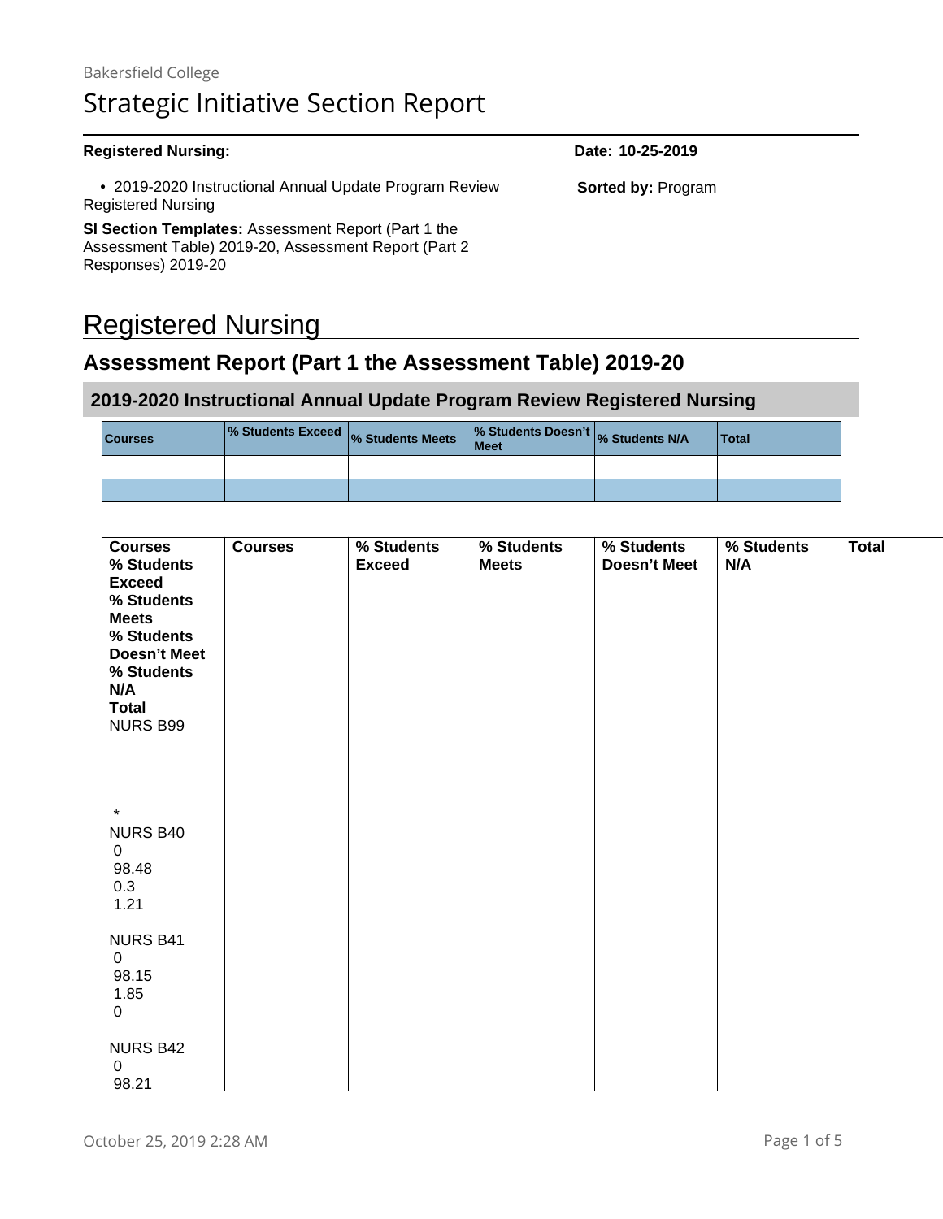Bakersfield College

# Strategic Initiative Section Report

**Registered Nursing:**

**Date: 10-25-2019**

- 2019-2020 Instructional Annual Update Program Review Registered Nursing

**Sorted by:** Program

**SI Section Templates:** Assessment Report (Part 1 the Assessment Table) 2019-20, Assessment Report (Part 2 Responses) 2019-20

# Registered Nursing

## Assessment Report (Part 1 the Assessment Table) 2019-20

### 2019-2020 Instructional Annual Update Program Review Registered Nursing

| Courses | % Students Exceed | % Students Meets | % Students Doesn't Meet | % Students N/A | Total |
|---|---|---|---|---|---|
| | | | | | |
| | | | | | |

| Courses % Students Exceed % Students Meets % Students Doesn't Meet % Students N/A Total NURS B99 * NURS B40 0 98.48 0.3 1.21 NURS B41 0 98.15 1.85 0 NURS B42 0 98.21 | Courses | % Students Exceed | % Students Meets | % Students Doesn't Meet | % Students N/A | Total |
|---|---|---|---|---|---|---|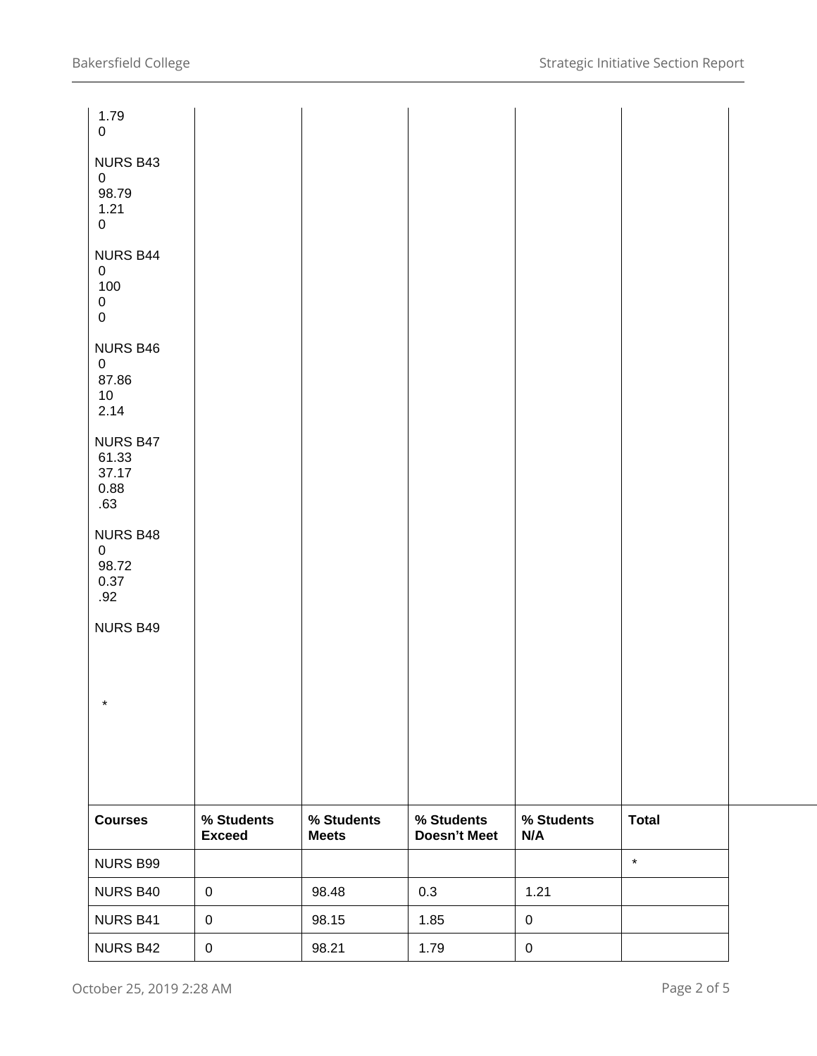| | | | | | |
|---|---|---|---|---|---|
| 1.79<br>0<br><br>NURS B43<br>0<br>98.79<br>1.21<br>0<br><br>NURS B44<br>0<br>100<br>0<br>0<br><br>NURS B46<br>0<br>87.86<br>10<br>2.14<br><br>NURS B47<br>61.33<br>37.17<br>0.88<br>.63<br><br>NURS B48<br>0<br>98.72<br>0.37<br>.92<br><br>NURS B49<br><br>* | | | | | |

| Courses | % Students Exceed | % Students Meets | % Students Doesn't Meet | % Students N/A | Total |
|---|---|---|---|---|---|
| NURS B99 | | | | | * |
| NURS B40 | 0 | 98.48 | 0.3 | 1.21 | |
| NURS B41 | 0 | 98.15 | 1.85 | 0 | |
| NURS B42 | 0 | 98.21 | 1.79 | 0 | |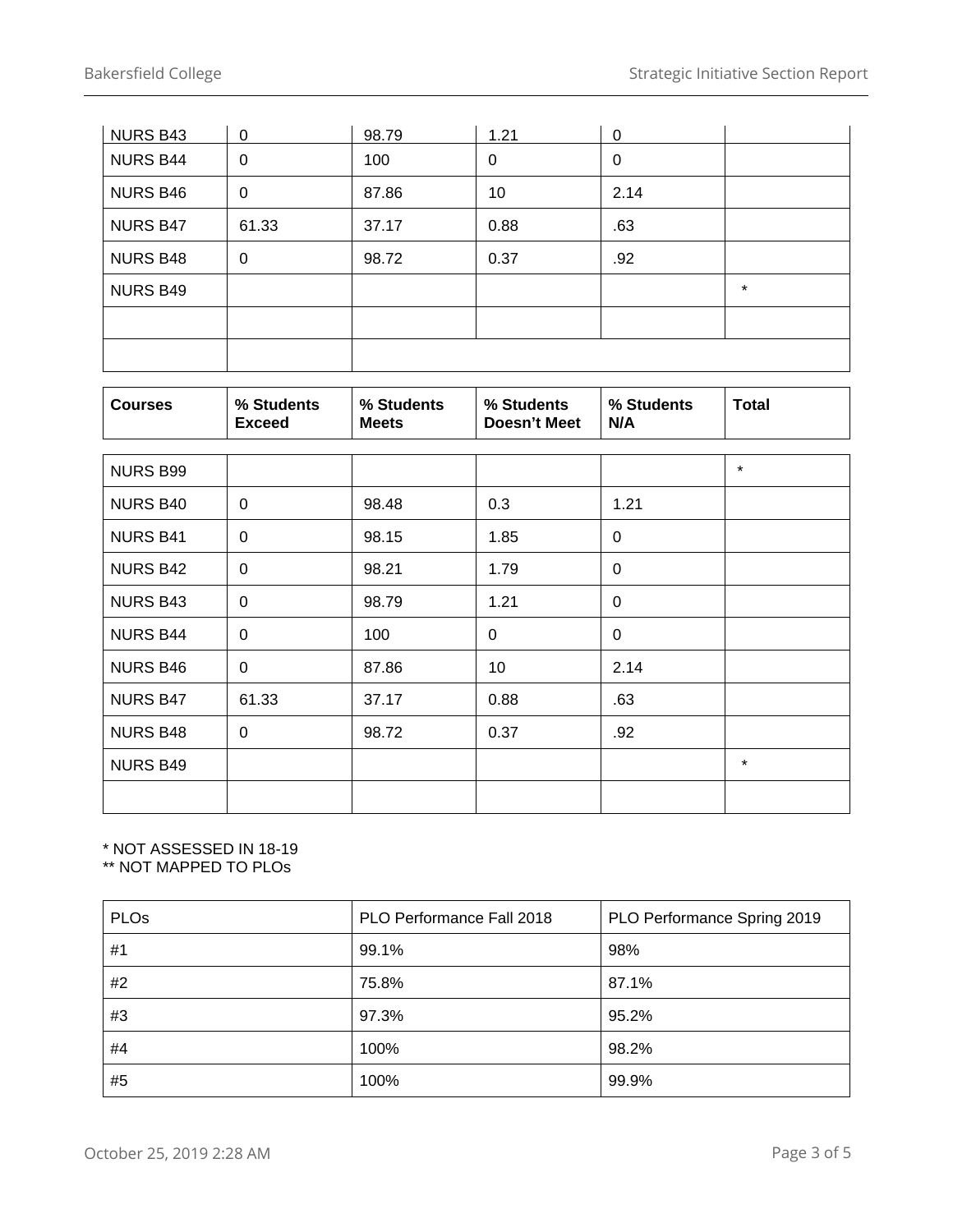| | | | | | |
|---|---|---|---|---|---|
| NURS B43 | 0 | 98.79 | 1.21 | 0 | |
| NURS B44 | 0 | 100 | 0 | 0 | |
| NURS B46 | 0 | 87.86 | 10 | 2.14 | |
| NURS B47 | 61.33 | 37.17 | 0.88 | .63 | |
| NURS B48 | 0 | 98.72 | 0.37 | .92 | |
| NURS B49 | | | | | * |
| | | | | | |
| | | | | | |

| Courses | % Students Exceed | % Students Meets | % Students Doesn't Meet | % Students N/A | Total |
|---|---|---|---|---|---|
| NURS B99 | | | | | * |
| NURS B40 | 0 | 98.48 | 0.3 | 1.21 | |
| NURS B41 | 0 | 98.15 | 1.85 | 0 | |
| NURS B42 | 0 | 98.21 | 1.79 | 0 | |
| NURS B43 | 0 | 98.79 | 1.21 | 0 | |
| NURS B44 | 0 | 100 | 0 | 0 | |
| NURS B46 | 0 | 87.86 | 10 | 2.14 | |
| NURS B47 | 61.33 | 37.17 | 0.88 | .63 | |
| NURS B48 | 0 | 98.72 | 0.37 | .92 | |
| NURS B49 | | | | | * |
| | | | | | |

* NOT ASSESSED IN 18-19
** NOT MAPPED TO PLOs

| PLOs | PLO Performance Fall 2018 | PLO Performance Spring 2019 |
|---|---|---|
| #1 | 99.1% | 98% |
| #2 | 75.8% | 87.1% |
| #3 | 97.3% | 95.2% |
| #4 | 100% | 98.2% |
| #5 | 100% | 99.9% |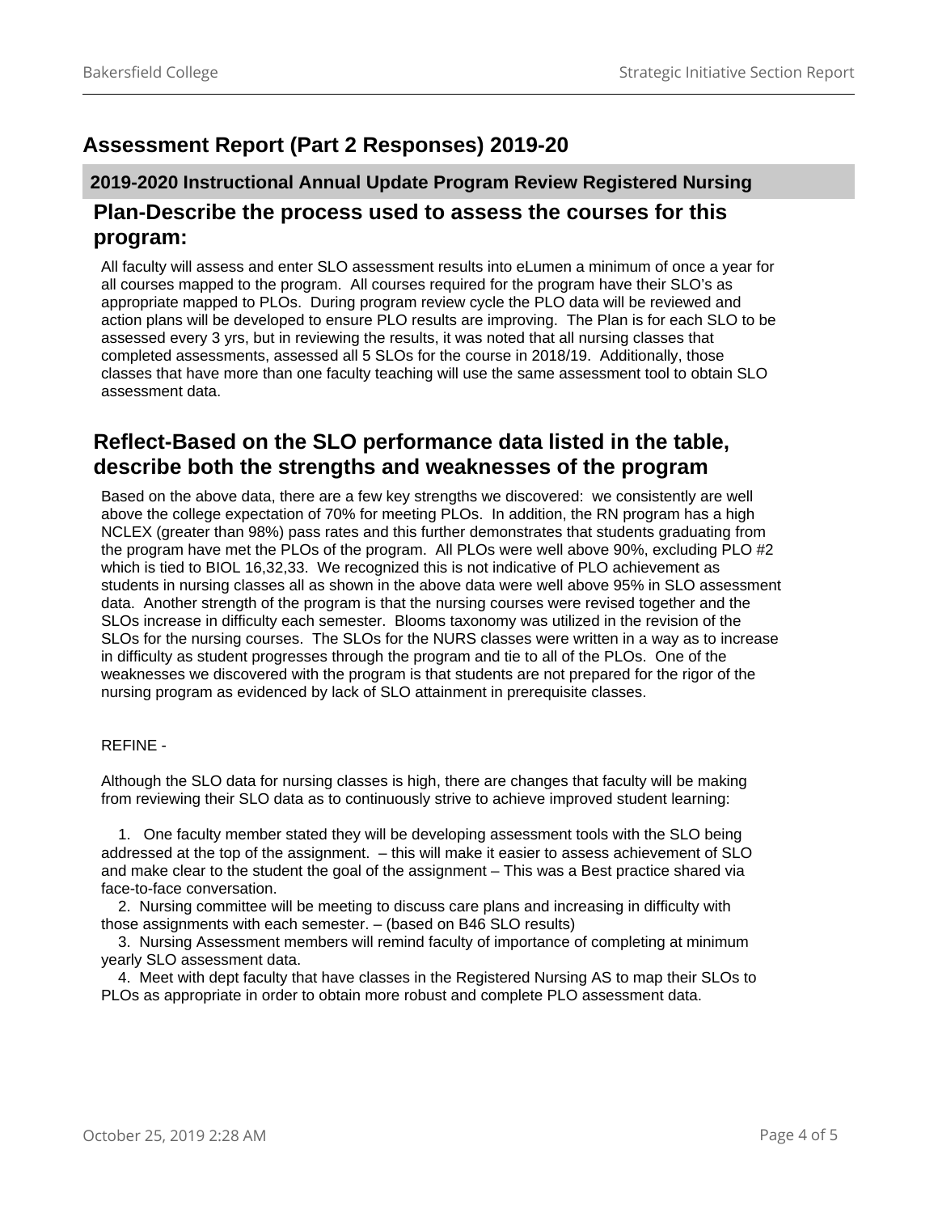## Assessment Report (Part 2 Responses) 2019-20

### 2019-2020 Instructional Annual Update Program Review Registered Nursing

### Plan-Describe the process used to assess the courses for this program:

All faculty will assess and enter SLO assessment results into eLumen a minimum of once a year for all courses mapped to the program. All courses required for the program have their SLO's as appropriate mapped to PLOs. During program review cycle the PLO data will be reviewed and action plans will be developed to ensure PLO results are improving. The Plan is for each SLO to be assessed every 3 yrs, but in reviewing the results, it was noted that all nursing classes that completed assessments, assessed all 5 SLOs for the course in 2018/19. Additionally, those classes that have more than one faculty teaching will use the same assessment tool to obtain SLO assessment data.

### Reflect-Based on the SLO performance data listed in the table, describe both the strengths and weaknesses of the program

Based on the above data, there are a few key strengths we discovered: we consistently are well above the college expectation of 70% for meeting PLOs. In addition, the RN program has a high NCLEX (greater than 98%) pass rates and this further demonstrates that students graduating from the program have met the PLOs of the program. All PLOs were well above 90%, excluding PLO #2 which is tied to BIOL 16,32,33. We recognized this is not indicative of PLO achievement as students in nursing classes all as shown in the above data were well above 95% in SLO assessment data. Another strength of the program is that the nursing courses were revised together and the SLOs increase in difficulty each semester. Blooms taxonomy was utilized in the revision of the SLOs for the nursing courses. The SLOs for the NURS classes were written in a way as to increase in difficulty as student progresses through the program and tie to all of the PLOs. One of the weaknesses we discovered with the program is that students are not prepared for the rigor of the nursing program as evidenced by lack of SLO attainment in prerequisite classes.

REFINE -

Although the SLO data for nursing classes is high, there are changes that faculty will be making from reviewing their SLO data as to continuously strive to achieve improved student learning:

1. One faculty member stated they will be developing assessment tools with the SLO being addressed at the top of the assignment. – this will make it easier to assess achievement of SLO and make clear to the student the goal of the assignment – This was a Best practice shared via face-to-face conversation.
2. Nursing committee will be meeting to discuss care plans and increasing in difficulty with those assignments with each semester. – (based on B46 SLO results)
3. Nursing Assessment members will remind faculty of importance of completing at minimum yearly SLO assessment data.
4. Meet with dept faculty that have classes in the Registered Nursing AS to map their SLOs to PLOs as appropriate in order to obtain more robust and complete PLO assessment data.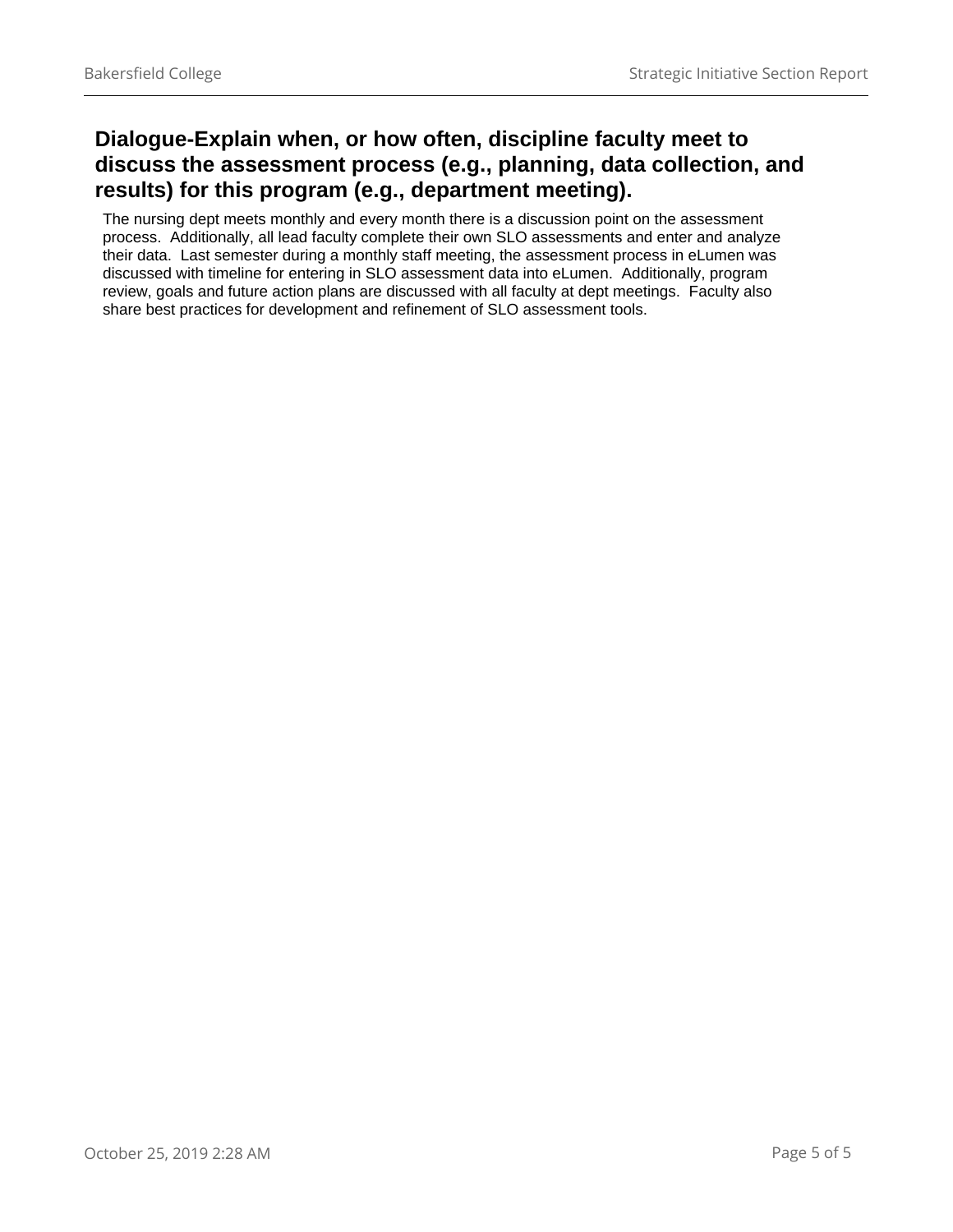## Dialogue-Explain when, or how often, discipline faculty meet to discuss the assessment process (e.g., planning, data collection, and results) for this program (e.g., department meeting).

The nursing dept meets monthly and every month there is a discussion point on the assessment process. Additionally, all lead faculty complete their own SLO assessments and enter and analyze their data. Last semester during a monthly staff meeting, the assessment process in eLumen was discussed with timeline for entering in SLO assessment data into eLumen. Additionally, program review, goals and future action plans are discussed with all faculty at dept meetings. Faculty also share best practices for development and refinement of SLO assessment tools.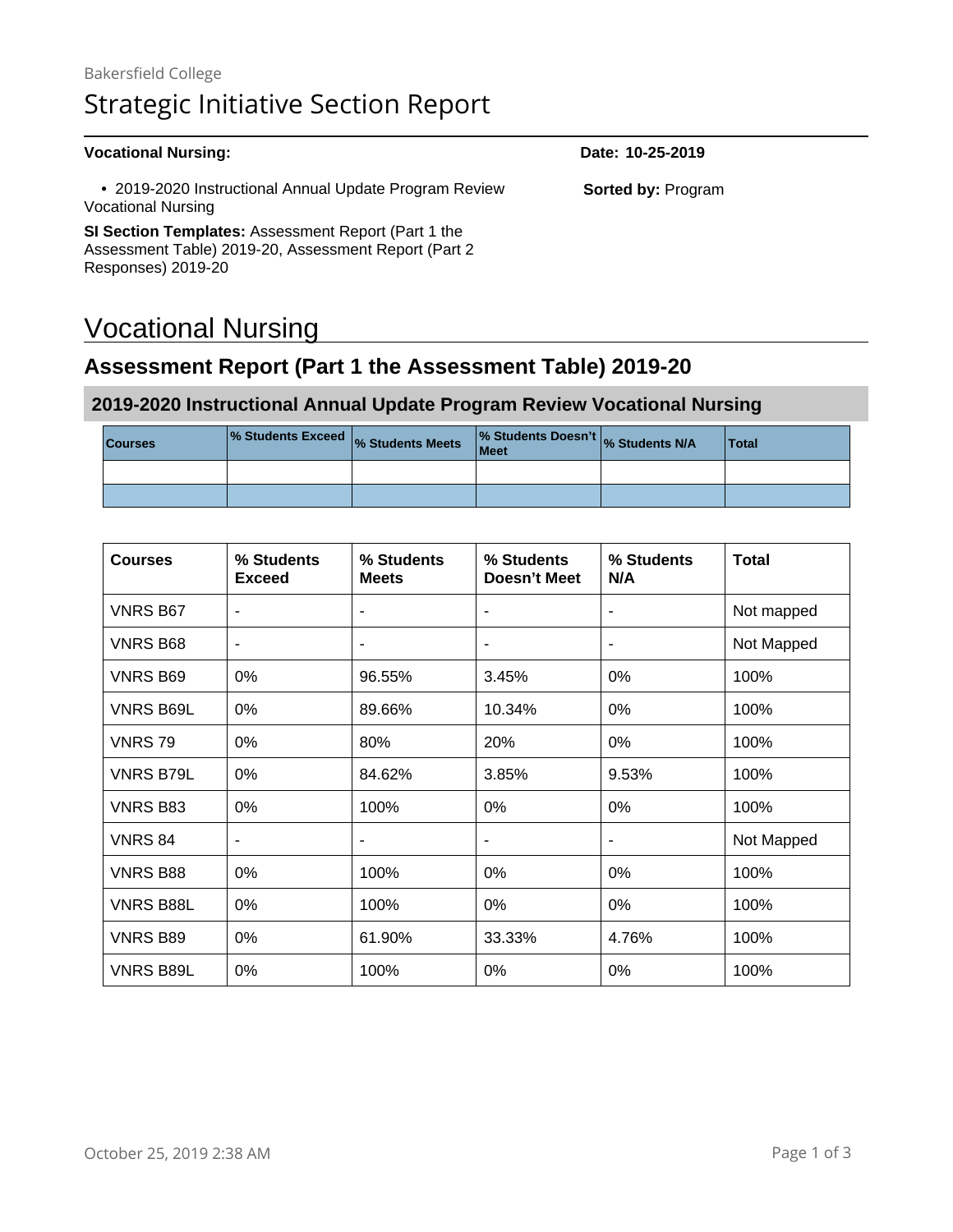Bakersfield College

# Strategic Initiative Section Report

**Vocational Nursing:**

**Date: 10-25-2019**

- 2019-2020 Instructional Annual Update Program Review Vocational Nursing

**Sorted by:** Program

**SI Section Templates:** Assessment Report (Part 1 the Assessment Table) 2019-20, Assessment Report (Part 2 Responses) 2019-20

# Vocational Nursing

## Assessment Report (Part 1 the Assessment Table) 2019-20

### 2019-2020 Instructional Annual Update Program Review Vocational Nursing

| Courses | % Students Exceed | % Students Meets | % Students Doesn't Meet | % Students N/A | Total |
|---|---|---|---|---|---|
| | | | | | |
| | | | | | |

| Courses | % Students Exceed | % Students Meets | % Students Doesn't Meet | % Students N/A | Total |
|---|---|---|---|---|---|
| VNRS B67 | - | - | - | - | Not mapped |
| VNRS B68 | - | - | - | - | Not Mapped |
| VNRS B69 | 0% | 96.55% | 3.45% | 0% | 100% |
| VNRS B69L | 0% | 89.66% | 10.34% | 0% | 100% |
| VNRS 79 | 0% | 80% | 20% | 0% | 100% |
| VNRS B79L | 0% | 84.62% | 3.85% | 9.53% | 100% |
| VNRS B83 | 0% | 100% | 0% | 0% | 100% |
| VNRS 84 | - | - | - | - | Not Mapped |
| VNRS B88 | 0% | 100% | 0% | 0% | 100% |
| VNRS B88L | 0% | 100% | 0% | 0% | 100% |
| VNRS B89 | 0% | 61.90% | 33.33% | 4.76% | 100% |
| VNRS B89L | 0% | 100% | 0% | 0% | 100% |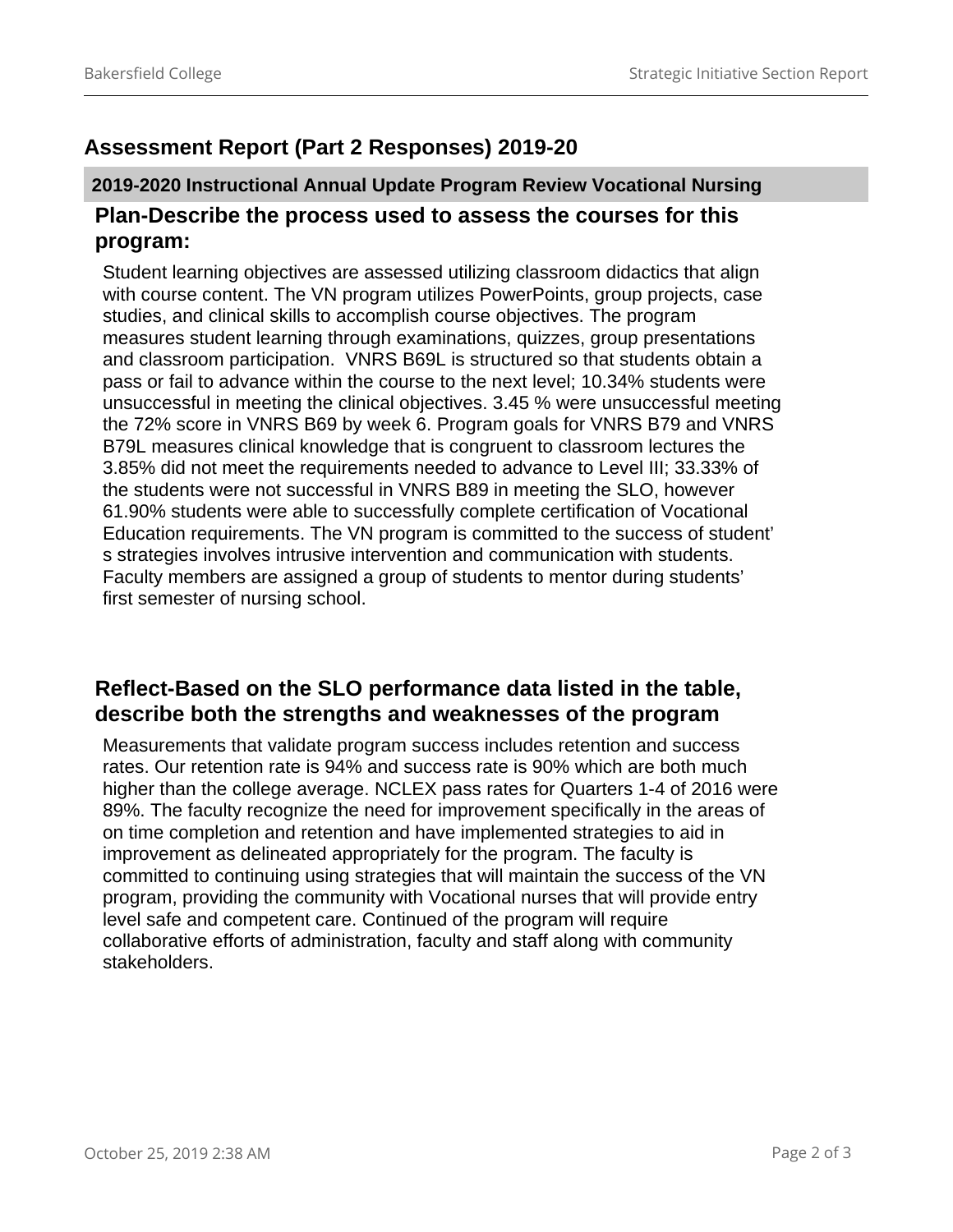## Assessment Report (Part 2 Responses) 2019-20

### 2019-2020 Instructional Annual Update Program Review Vocational Nursing

### Plan-Describe the process used to assess the courses for this program:

Student learning objectives are assessed utilizing classroom didactics that align with course content. The VN program utilizes PowerPoints, group projects, case studies, and clinical skills to accomplish course objectives. The program measures student learning through examinations, quizzes, group presentations and classroom participation. VNRS B69L is structured so that students obtain a pass or fail to advance within the course to the next level; 10.34% students were unsuccessful in meeting the clinical objectives. 3.45 % were unsuccessful meeting the 72% score in VNRS B69 by week 6. Program goals for VNRS B79 and VNRS B79L measures clinical knowledge that is congruent to classroom lectures the 3.85% did not meet the requirements needed to advance to Level III; 33.33% of the students were not successful in VNRS B89 in meeting the SLO, however 61.90% students were able to successfully complete certification of Vocational Education requirements. The VN program is committed to the success of student’ s strategies involves intrusive intervention and communication with students. Faculty members are assigned a group of students to mentor during students’ first semester of nursing school.

### Reflect-Based on the SLO performance data listed in the table, describe both the strengths and weaknesses of the program

Measurements that validate program success includes retention and success rates. Our retention rate is 94% and success rate is 90% which are both much higher than the college average. NCLEX pass rates for Quarters 1-4 of 2016 were 89%. The faculty recognize the need for improvement specifically in the areas of on time completion and retention and have implemented strategies to aid in improvement as delineated appropriately for the program. The faculty is committed to continuing using strategies that will maintain the success of the VN program, providing the community with Vocational nurses that will provide entry level safe and competent care. Continued of the program will require collaborative efforts of administration, faculty and staff along with community stakeholders.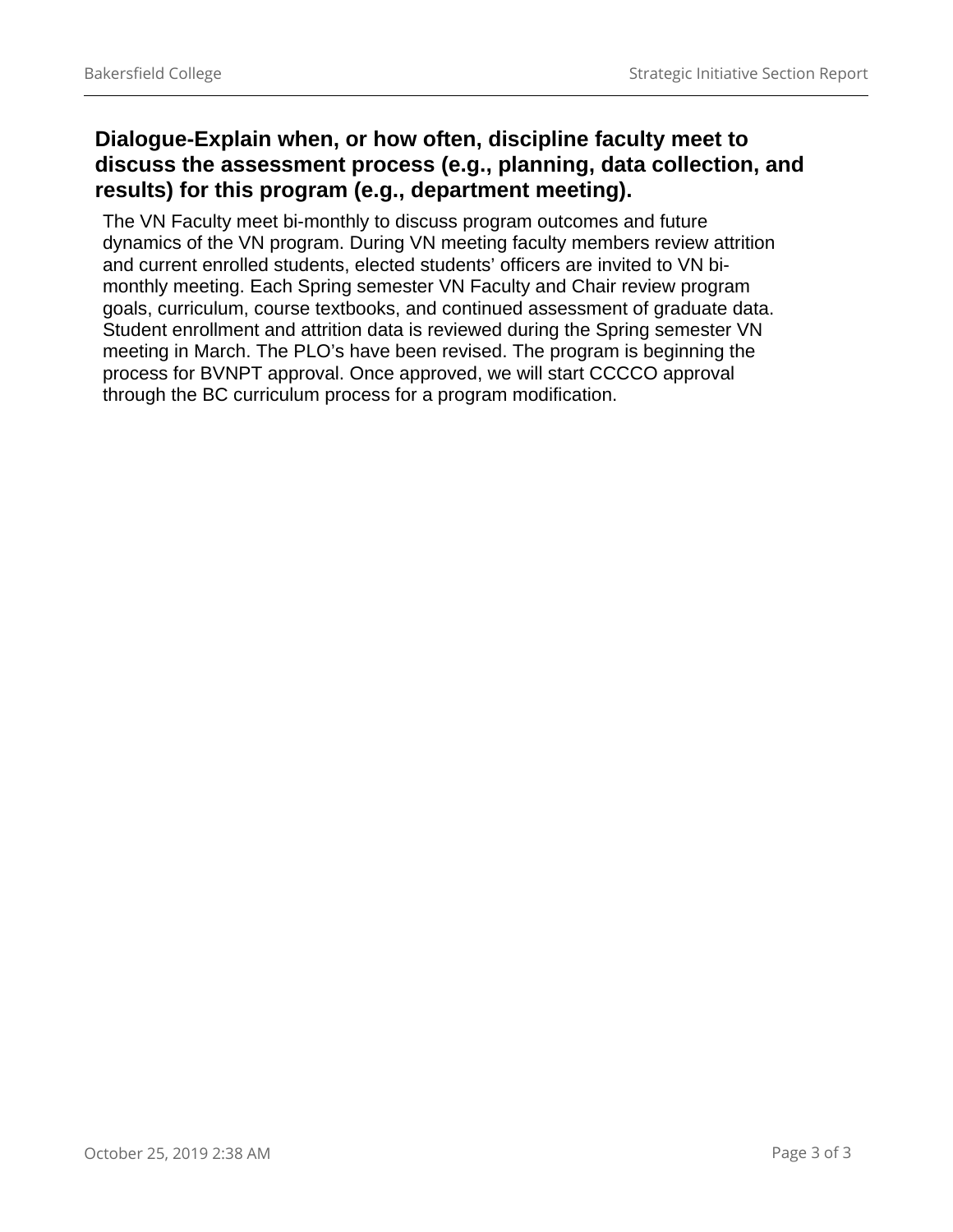## Dialogue-Explain when, or how often, discipline faculty meet to discuss the assessment process (e.g., planning, data collection, and results) for this program (e.g., department meeting).

The VN Faculty meet bi-monthly to discuss program outcomes and future dynamics of the VN program. During VN meeting faculty members review attrition and current enrolled students, elected students' officers are invited to VN bi-monthly meeting. Each Spring semester VN Faculty and Chair review program goals, curriculum, course textbooks, and continued assessment of graduate data. Student enrollment and attrition data is reviewed during the Spring semester VN meeting in March. The PLO's have been revised. The program is beginning the process for BVNPT approval. Once approved, we will start CCCCO approval through the BC curriculum process for a program modification.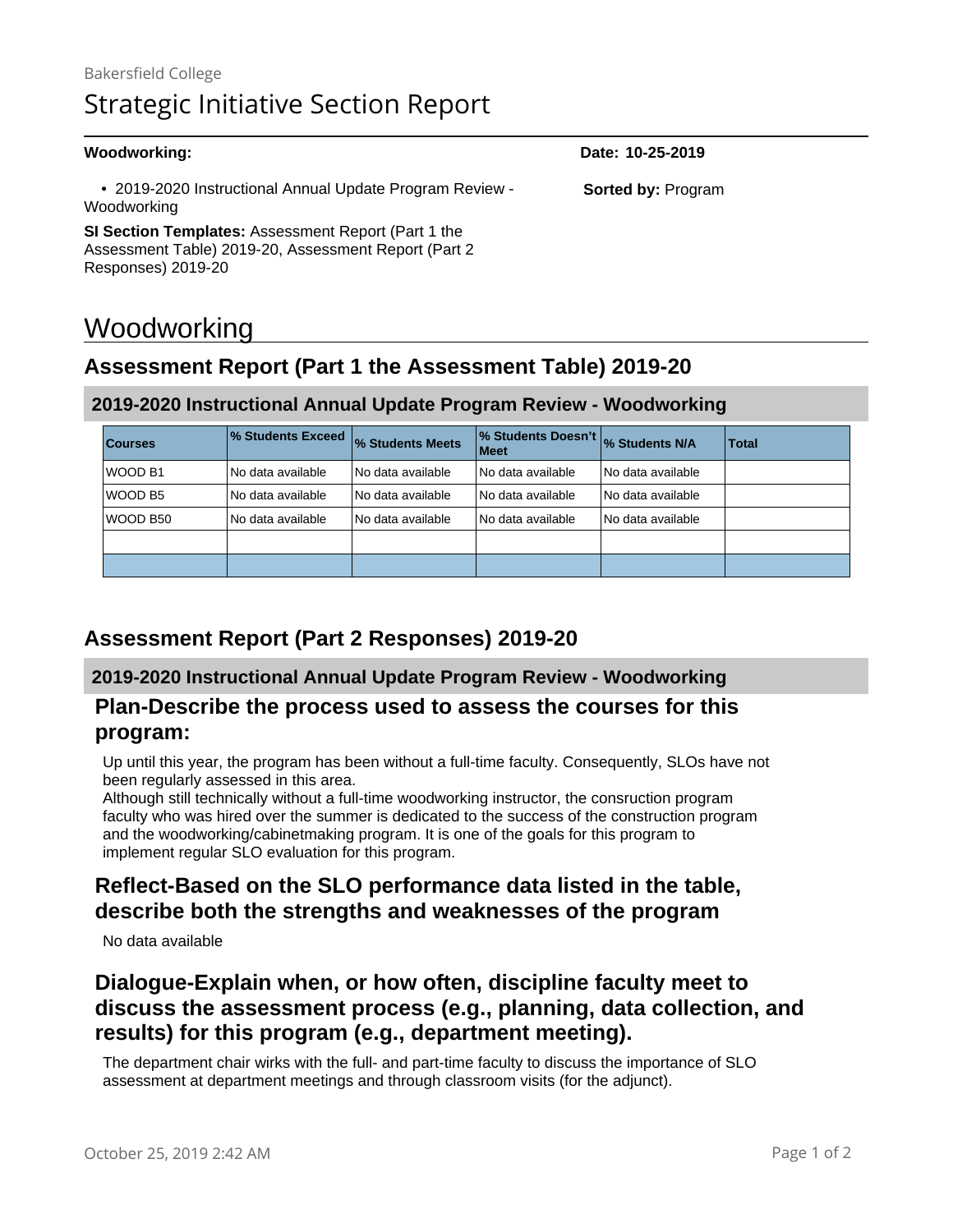Bakersfield College

# Strategic Initiative Section Report

**Woodworking:**

**Date: 10-25-2019**

- 2019-2020 Instructional Annual Update Program Review - Woodworking

**Sorted by:** Program

**SI Section Templates:** Assessment Report (Part 1 the Assessment Table) 2019-20, Assessment Report (Part 2 Responses) 2019-20

# Woodworking

## Assessment Report (Part 1 the Assessment Table) 2019-20

### 2019-2020 Instructional Annual Update Program Review - Woodworking

| Courses | % Students Exceed | % Students Meets | % Students Doesn't Meet | % Students N/A | Total |
|---|---|---|---|---|---|
| WOOD B1 | No data available | No data available | No data available | No data available | |
| WOOD B5 | No data available | No data available | No data available | No data available | |
| WOOD B50 | No data available | No data available | No data available | No data available | |
| | | | | | |
| | | | | | |

## Assessment Report (Part 2 Responses) 2019-20

### 2019-2020 Instructional Annual Update Program Review - Woodworking

### Plan-Describe the process used to assess the courses for this program:

Up until this year, the program has been without a full-time faculty. Consequently, SLOs have not been regularly assessed in this area.
Although still technically without a full-time woodworking instructor, the consruction program faculty who was hired over the summer is dedicated to the success of the construction program and the woodworking/cabinetmaking program. It is one of the goals for this program to implement regular SLO evaluation for this program.

### Reflect-Based on the SLO performance data listed in the table, describe both the strengths and weaknesses of the program

No data available

### Dialogue-Explain when, or how often, discipline faculty meet to discuss the assessment process (e.g., planning, data collection, and results) for this program (e.g., department meeting).

The department chair wirks with the full- and part-time faculty to discuss the importance of SLO assessment at department meetings and through classroom visits (for the adjunct).